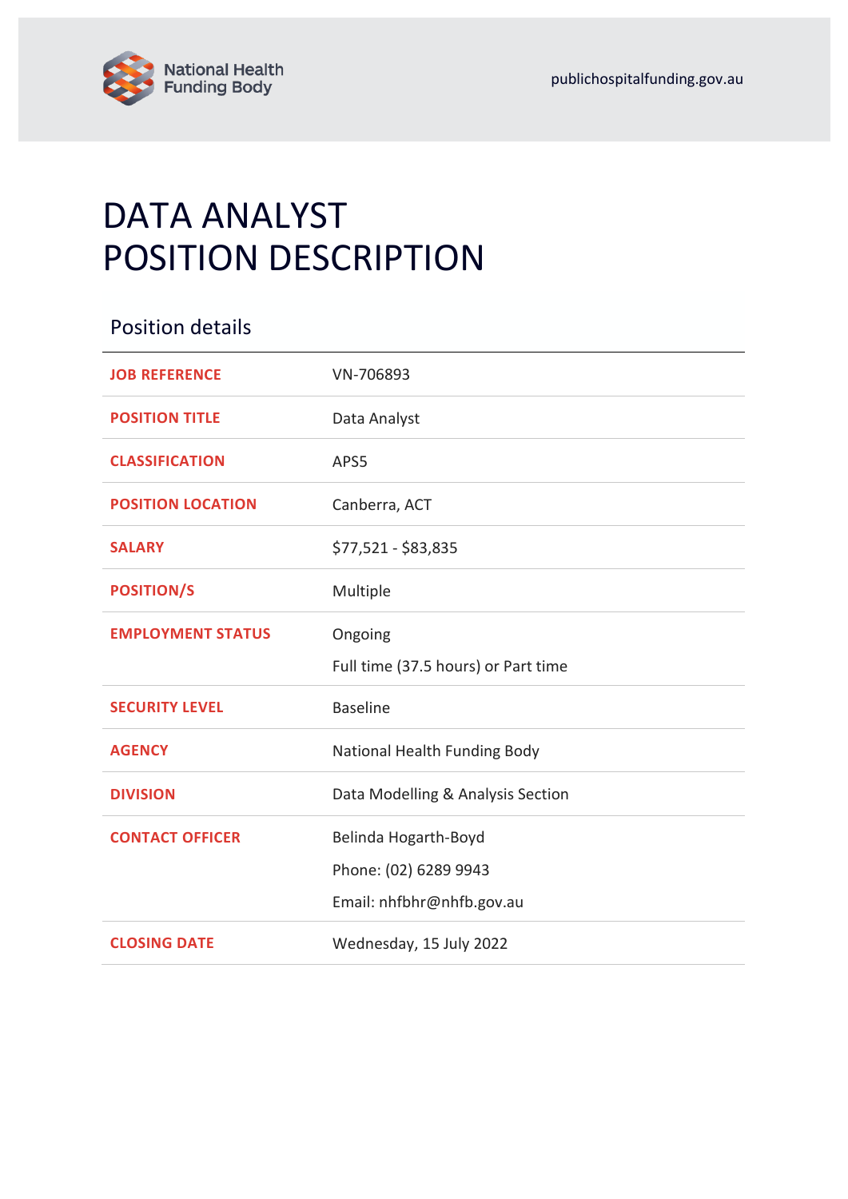National Health Funding Body

publichospitalfunding.gov.au

# DATA ANALYST
# POSITION DESCRIPTION

## Position details

| | |
|---|---|
| **JOB REFERENCE** | VN-706893 |
| **POSITION TITLE** | Data Analyst |
| **CLASSIFICATION** | APS5 |
| **POSITION LOCATION** | Canberra, ACT |
| **SALARY** | $77,521 - $83,835 |
| **POSITION/S** | Multiple |
| **EMPLOYMENT STATUS** | Ongoing<br>Full time (37.5 hours) or Part time |
| **SECURITY LEVEL** | Baseline |
| **AGENCY** | National Health Funding Body |
| **DIVISION** | Data Modelling & Analysis Section |
| **CONTACT OFFICER** | Belinda Hogarth-Boyd<br>Phone: (02) 6289 9943<br>Email: nhfbhr@nhfb.gov.au |
| **CLOSING DATE** | Wednesday, 15 July 2022 |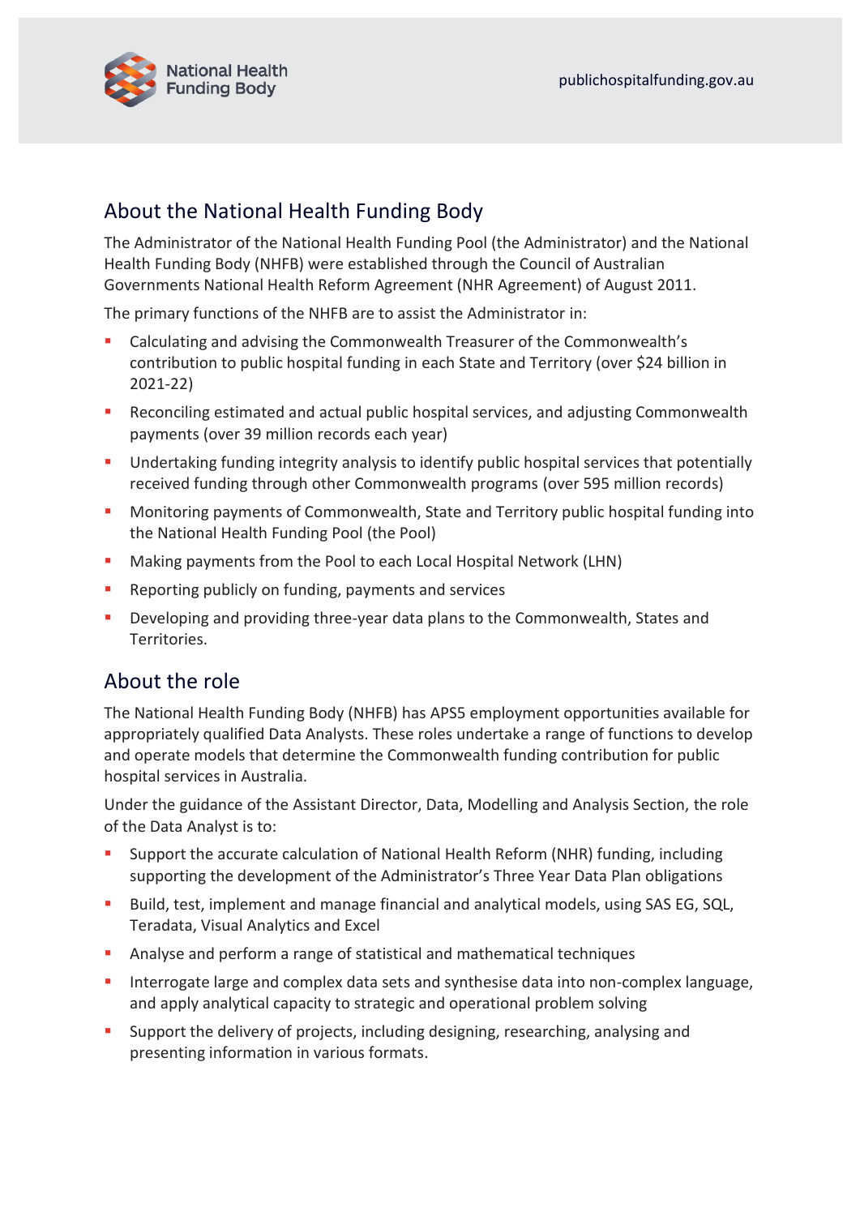## About the National Health Funding Body

The Administrator of the National Health Funding Pool (the Administrator) and the National Health Funding Body (NHFB) were established through the Council of Australian Governments National Health Reform Agreement (NHR Agreement) of August 2011.

The primary functions of the NHFB are to assist the Administrator in:

- Calculating and advising the Commonwealth Treasurer of the Commonwealth's contribution to public hospital funding in each State and Territory (over $24 billion in 2021-22)
- Reconciling estimated and actual public hospital services, and adjusting Commonwealth payments (over 39 million records each year)
- Undertaking funding integrity analysis to identify public hospital services that potentially received funding through other Commonwealth programs (over 595 million records)
- Monitoring payments of Commonwealth, State and Territory public hospital funding into the National Health Funding Pool (the Pool)
- Making payments from the Pool to each Local Hospital Network (LHN)
- Reporting publicly on funding, payments and services
- Developing and providing three-year data plans to the Commonwealth, States and Territories.

## About the role

The National Health Funding Body (NHFB) has APS5 employment opportunities available for appropriately qualified Data Analysts. These roles undertake a range of functions to develop and operate models that determine the Commonwealth funding contribution for public hospital services in Australia.

Under the guidance of the Assistant Director, Data, Modelling and Analysis Section, the role of the Data Analyst is to:

- Support the accurate calculation of National Health Reform (NHR) funding, including supporting the development of the Administrator's Three Year Data Plan obligations
- Build, test, implement and manage financial and analytical models, using SAS EG, SQL, Teradata, Visual Analytics and Excel
- Analyse and perform a range of statistical and mathematical techniques
- Interrogate large and complex data sets and synthesise data into non-complex language, and apply analytical capacity to strategic and operational problem solving
- Support the delivery of projects, including designing, researching, analysing and presenting information in various formats.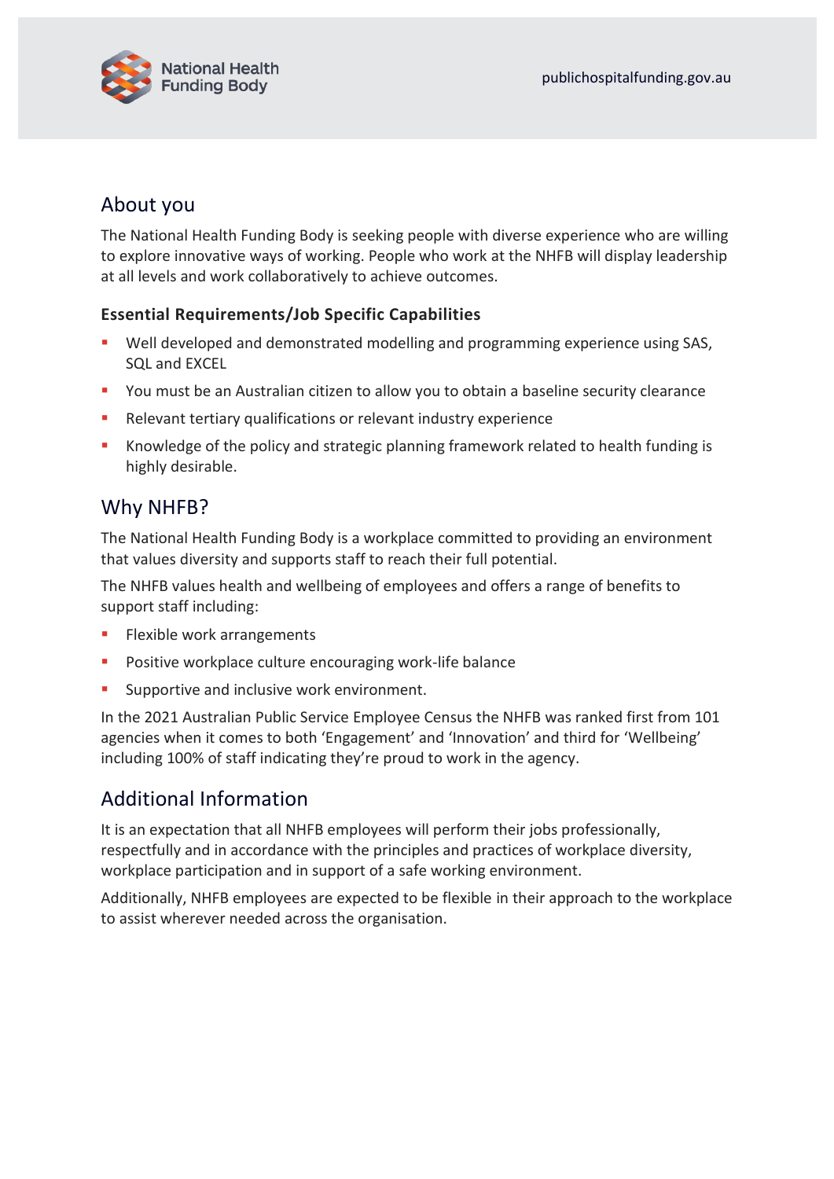## About you

The National Health Funding Body is seeking people with diverse experience who are willing to explore innovative ways of working. People who work at the NHFB will display leadership at all levels and work collaboratively to achieve outcomes.

### Essential Requirements/Job Specific Capabilities

- Well developed and demonstrated modelling and programming experience using SAS, SQL and EXCEL
- You must be an Australian citizen to allow you to obtain a baseline security clearance
- Relevant tertiary qualifications or relevant industry experience
- Knowledge of the policy and strategic planning framework related to health funding is highly desirable.

## Why NHFB?

The National Health Funding Body is a workplace committed to providing an environment that values diversity and supports staff to reach their full potential.

The NHFB values health and wellbeing of employees and offers a range of benefits to support staff including:

- Flexible work arrangements
- Positive workplace culture encouraging work-life balance
- Supportive and inclusive work environment.

In the 2021 Australian Public Service Employee Census the NHFB was ranked first from 101 agencies when it comes to both 'Engagement' and 'Innovation' and third for 'Wellbeing' including 100% of staff indicating they're proud to work in the agency.

## Additional Information

It is an expectation that all NHFB employees will perform their jobs professionally, respectfully and in accordance with the principles and practices of workplace diversity, workplace participation and in support of a safe working environment.

Additionally, NHFB employees are expected to be flexible in their approach to the workplace to assist wherever needed across the organisation.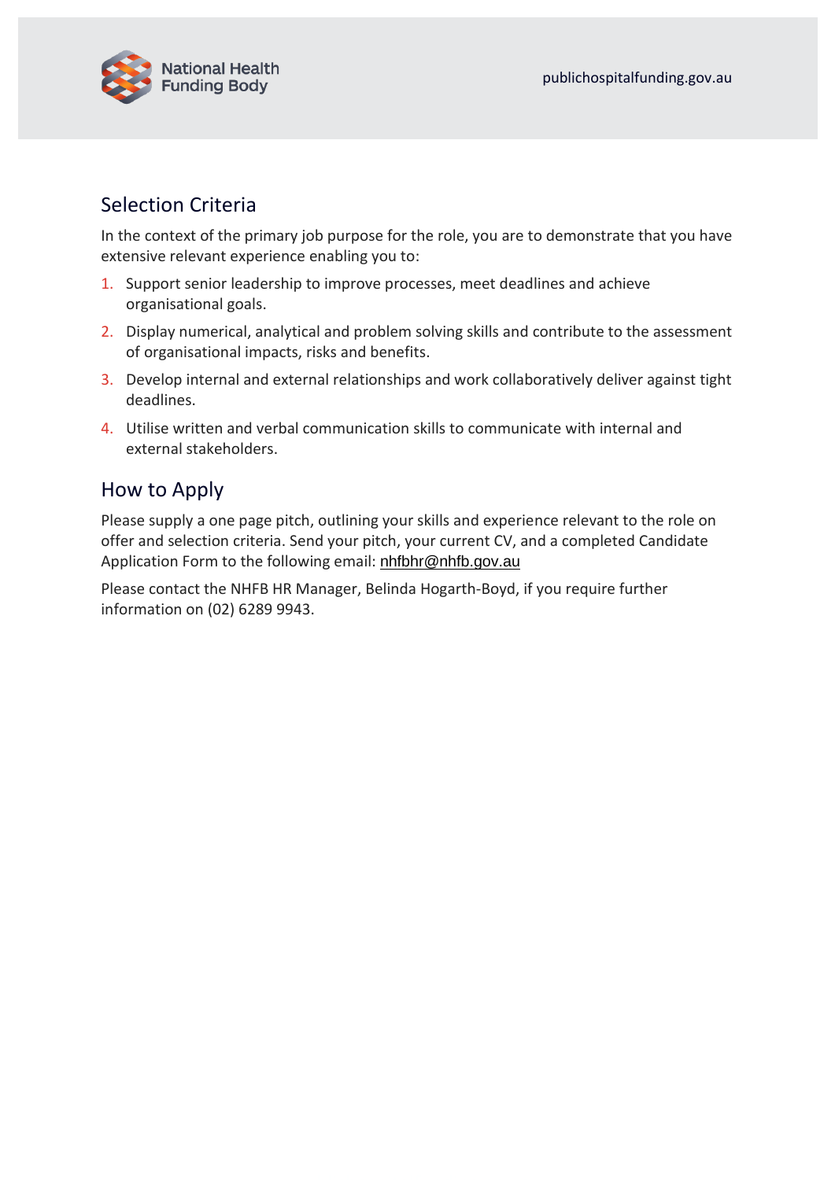## Selection Criteria

In the context of the primary job purpose for the role, you are to demonstrate that you have extensive relevant experience enabling you to:

1. Support senior leadership to improve processes, meet deadlines and achieve organisational goals.
2. Display numerical, analytical and problem solving skills and contribute to the assessment of organisational impacts, risks and benefits.
3. Develop internal and external relationships and work collaboratively deliver against tight deadlines.
4. Utilise written and verbal communication skills to communicate with internal and external stakeholders.

## How to Apply

Please supply a one page pitch, outlining your skills and experience relevant to the role on offer and selection criteria. Send your pitch, your current CV, and a completed Candidate Application Form to the following email: nhfbhr@nhfb.gov.au

Please contact the NHFB HR Manager, Belinda Hogarth-Boyd, if you require further information on (02) 6289 9943.